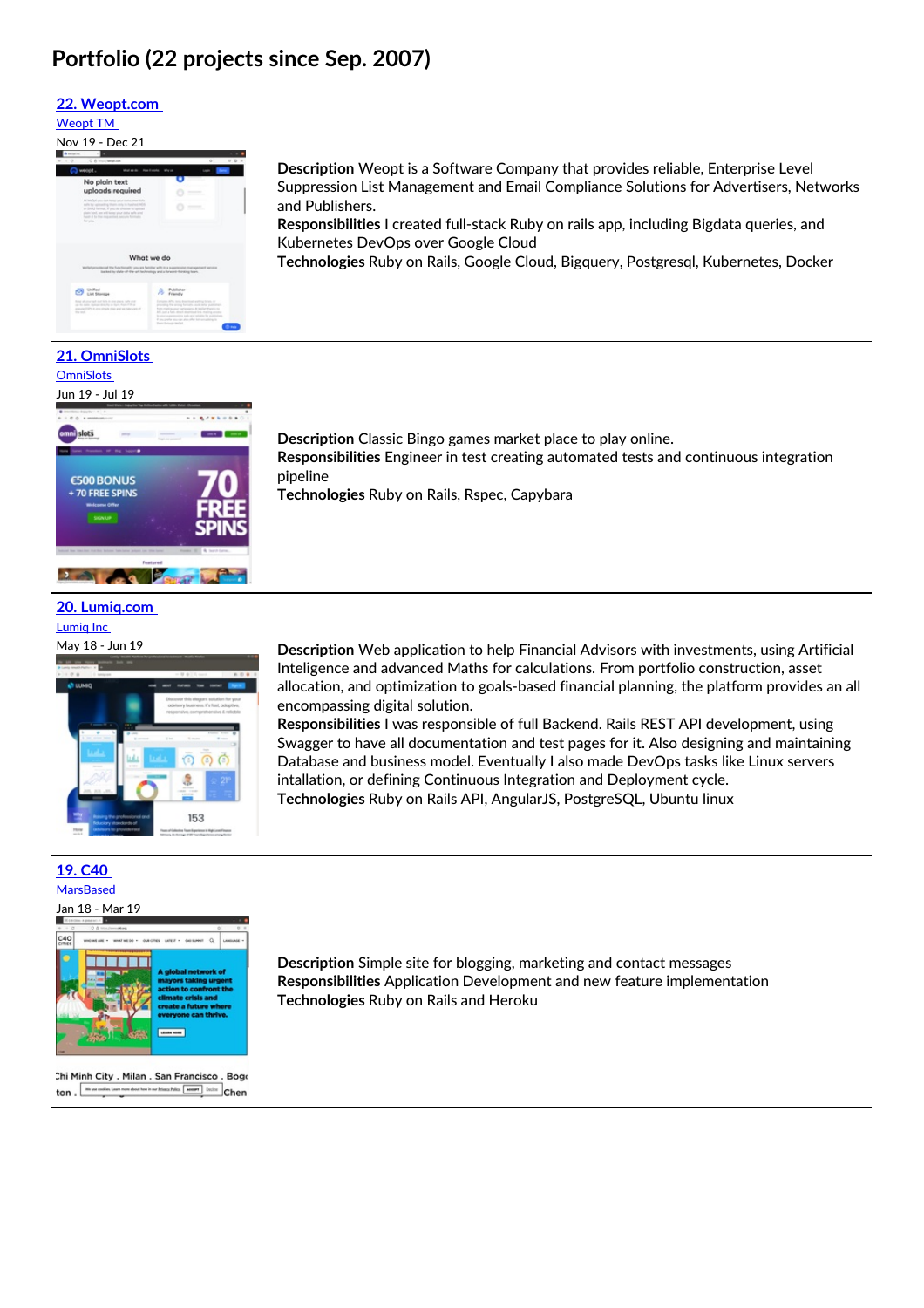# Portfolio (22 projects since Sep. 2007)

## [22. Weopt.com](#)

[Weopt TM](#)

Nov 19 - Dec 21

**Description** Weopt is a Software Company that provides reliable, Enterprise Level Suppression List Management and Email Compliance Solutions for Advertisers, Networks and Publishers.
**Responsibilities** I created full-stack Ruby on rails app, including Bigdata queries, and Kubernetes DevOps over Google Cloud
**Technologies** Ruby on Rails, Google Cloud, Bigquery, Postgresql, Kubernetes, Docker

---

## [21. OmniSlots](#)

[OmniSlots](#)

Jun 19 - Jul 19

**Description** Classic Bingo games market place to play online.
**Responsibilities** Engineer in test creating automated tests and continuous integration pipeline
**Technologies** Ruby on Rails, Rspec, Capybara

---

## [20. Lumiq.com](#)

[Lumiq Inc](#)

May 18 - Jun 19

**Description** Web application to help Financial Advisors with investments, using Artificial Inteligence and advanced Maths for calculations. From portfolio construction, asset allocation, and optimization to goals-based financial planning, the platform provides an all encompassing digital solution.
**Responsibilities** I was responsible of full Backend. Rails REST API development, using Swagger to have all documentation and test pages for it. Also designing and maintaining Database and business model. Eventually I also made DevOps tasks like Linux servers intallation, or defining Continuous Integration and Deployment cycle.
**Technologies** Ruby on Rails API, AngularJS, PostgreSQL, Ubuntu linux

---

## [19. C40](#)

[MarsBased](#)

Jan 18 - Mar 19

**Description** Simple site for blogging, marketing and contact messages
**Responsibilities** Application Development and new feature implementation
**Technologies** Ruby on Rails and Heroku

---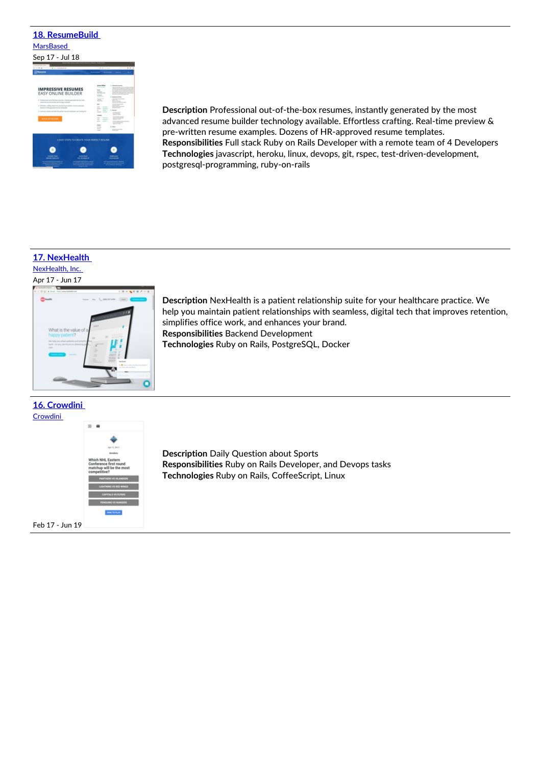## 18. ResumeBuild

MarsBased

Sep 17 - Jul 18

**Description** Professional out-of-the-box resumes, instantly generated by the most advanced resume builder technology available. Effortless crafting. Real-time preview & pre-written resume examples. Dozens of HR-approved resume templates.
**Responsibilities** Full stack Ruby on Rails Developer with a remote team of 4 Developers
**Technologies** javascript, heroku, linux, devops, git, rspec, test-driven-development, postgresql-programming, ruby-on-rails

---

## 17. NexHealth

NexHealth, Inc.

Apr 17 - Jun 17

**Description** NexHealth is a patient relationship suite for your healthcare practice. We help you maintain patient relationships with seamless, digital tech that improves retention, simplifies office work, and enhances your brand.
**Responsibilities** Backend Development
**Technologies** Ruby on Rails, PostgreSQL, Docker

---

## 16. Crowdini

Crowdini

**Description** Daily Question about Sports
**Responsibilities** Ruby on Rails Developer, and Devops tasks
**Technologies** Ruby on Rails, CoffeeScript, Linux

Feb 17 - Jun 19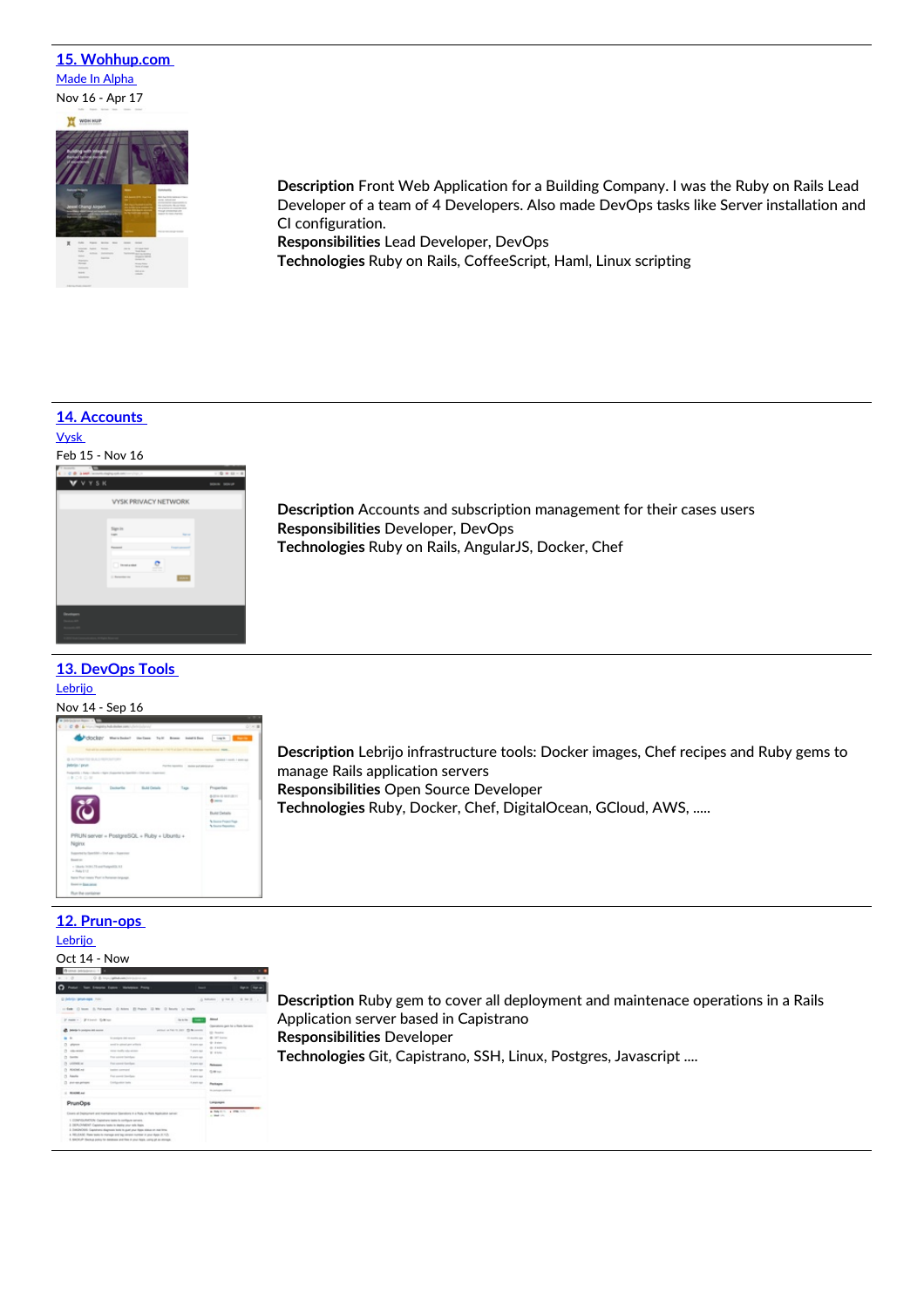## [15. Wohhup.com](#)

[Made In Alpha](#)

Nov 16 - Apr 17

**Description** Front Web Application for a Building Company. I was the Ruby on Rails Lead Developer of a team of 4 Developers. Also made DevOps tasks like Server installation and CI configuration.
**Responsibilities** Lead Developer, DevOps
**Technologies** Ruby on Rails, CoffeeScript, Haml, Linux scripting

---

## [14. Accounts](#)

[Vysk](#)

Feb 15 - Nov 16

**Description** Accounts and subscription management for their cases users
**Responsibilities** Developer, DevOps
**Technologies** Ruby on Rails, AngularJS, Docker, Chef

---

## [13. DevOps Tools](#)

[Lebrijo](#)

Nov 14 - Sep 16

**Description** Lebrijo infrastructure tools: Docker images, Chef recipes and Ruby gems to manage Rails application servers
**Responsibilities** Open Source Developer
**Technologies** Ruby, Docker, Chef, DigitalOcean, GCloud, AWS, .....

---

## [12. Prun-ops](#)

[Lebrijo](#)

Oct 14 - Now

**Description** Ruby gem to cover all deployment and maintenace operations in a Rails Application server based in Capistrano
**Responsibilities** Developer
**Technologies** Git, Capistrano, SSH, Linux, Postgres, Javascript ....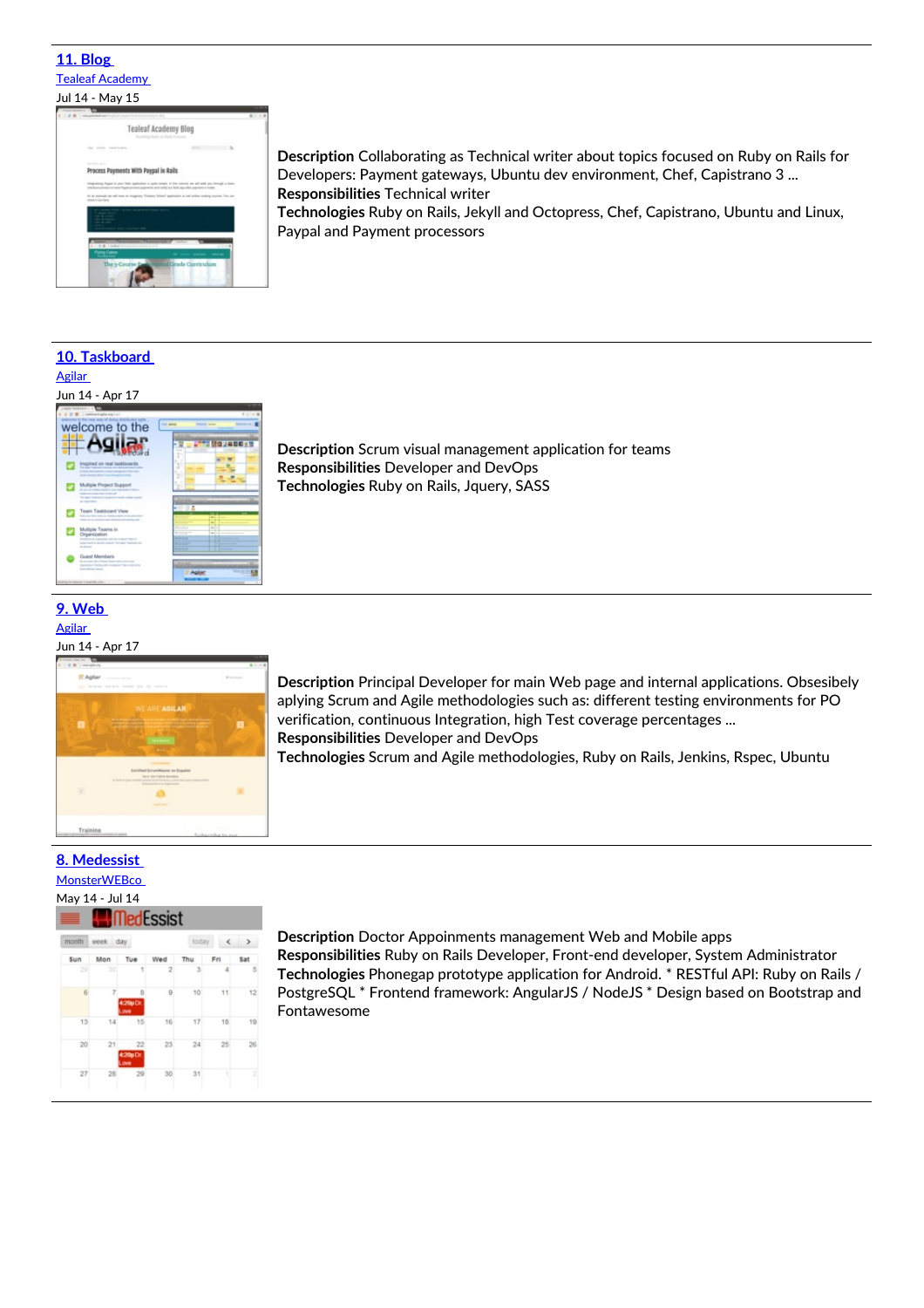---

## [11. Blog]()

[Tealeaf Academy]()

Jul 14 - May 15

**Description** Collaborating as Technical writer about topics focused on Ruby on Rails for Developers: Payment gateways, Ubuntu dev environment, Chef, Capistrano 3 ...
**Responsibilities** Technical writer
**Technologies** Ruby on Rails, Jekyll and Octopress, Chef, Capistrano, Ubuntu and Linux, Paypal and Payment processors

---

## [10. Taskboard]()

[Agilar]()

Jun 14 - Apr 17

**Description** Scrum visual management application for teams
**Responsibilities** Developer and DevOps
**Technologies** Ruby on Rails, Jquery, SASS

---

## [9. Web]()

[Agilar]()

Jun 14 - Apr 17

**Description** Principal Developer for main Web page and internal applications. Obsesibely aplying Scrum and Agile methodologies such as: different testing environments for PO verification, continuous Integration, high Test coverage percentages ...
**Responsibilities** Developer and DevOps
**Technologies** Scrum and Agile methodologies, Ruby on Rails, Jenkins, Rspec, Ubuntu

---

## [8. Medessist]()

[MonsterWEBco]()

May 14 - Jul 14

**Description** Doctor Appoinments management Web and Mobile apps
**Responsibilities** Ruby on Rails Developer, Front-end developer, System Administrator
**Technologies** Phonegap prototype application for Android. * RESTful API: Ruby on Rails / PostgreSQL * Frontend framework: AngularJS / NodeJS * Design based on Bootstrap and Fontawesome

---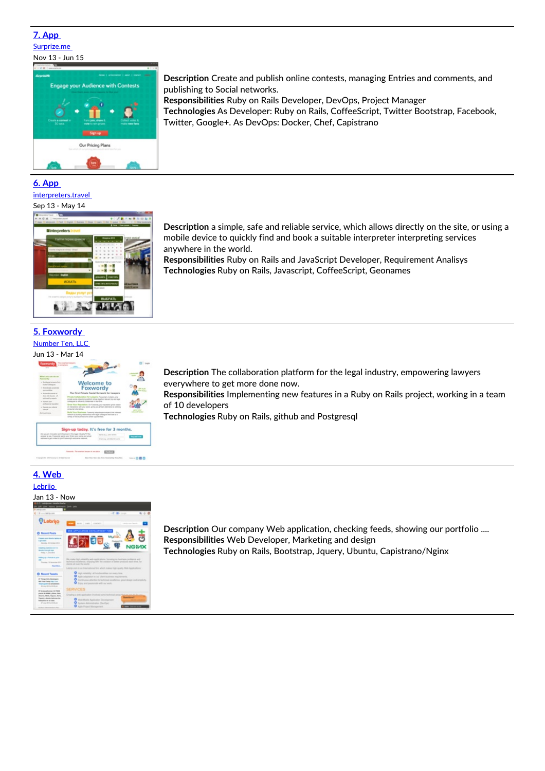### [7. App](#)

[Surprize.me](#)

Nov 13 - Jun 15

**Description** Create and publish online contests, managing Entries and comments, and publishing to Social networks.
**Responsibilities** Ruby on Rails Developer, DevOps, Project Manager
**Technologies** As Developer: Ruby on Rails, CoffeeScript, Twitter Bootstrap, Facebook, Twitter, Google+. As DevOps: Docker, Chef, Capistrano

---

### [6. App](#)

[interpreters.travel](#)

Sep 13 - May 14

**Description** a simple, safe and reliable service, which allows directly on the site, or using a mobile device to quickly find and book a suitable interpreter interpreting services anywhere in the world.
**Responsibilities** Ruby on Rails and JavaScript Developer, Requirement Analisys
**Technologies** Ruby on Rails, Javascript, CoffeeScript, Geonames

---

### [5. Foxwordy](#)

[Number Ten, LLC](#)

Jun 13 - Mar 14

**Description** The collaboration platform for the legal industry, empowering lawyers everywhere to get more done now.
**Responsibilities** Implementing new features in a Ruby on Rails project, working in a team of 10 developers
**Technologies** Ruby on Rails, github and Postgresql

---

### [4. Web](#)

[Lebrijo](#)

Jan 13 - Now

**Description** Our company Web application, checking feeds, showing our portfolio ....
**Responsibilities** Web Developer, Marketing and design
**Technologies** Ruby on Rails, Bootstrap, Jquery, Ubuntu, Capistrano/Nginx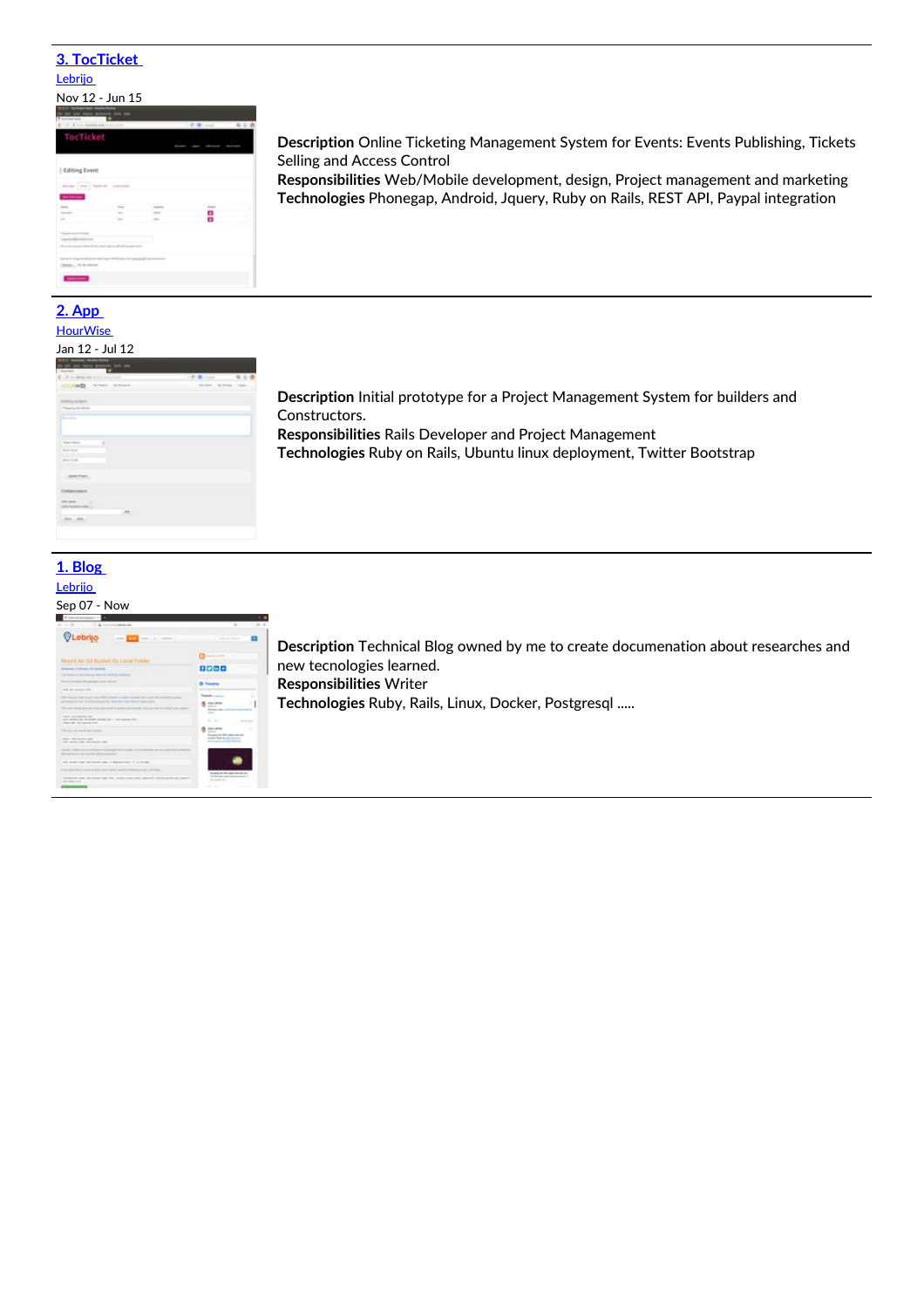### 3. TocTicket

Lebrijo

Nov 12 - Jun 15

**Description** Online Ticketing Management System for Events: Events Publishing, Tickets Selling and Access Control
**Responsibilities** Web/Mobile development, design, Project management and marketing
**Technologies** Phonegap, Android, Jquery, Ruby on Rails, REST API, Paypal integration

### 2. App

HourWise

Jan 12 - Jul 12

**Description** Initial prototype for a Project Management System for builders and Constructors.
**Responsibilities** Rails Developer and Project Management
**Technologies** Ruby on Rails, Ubuntu linux deployment, Twitter Bootstrap

### 1. Blog

Lebrijo

Sep 07 - Now

**Description** Technical Blog owned by me to create documenation about researches and new tecnologies learned.
**Responsibilities** Writer
**Technologies** Ruby, Rails, Linux, Docker, Postgresql .....